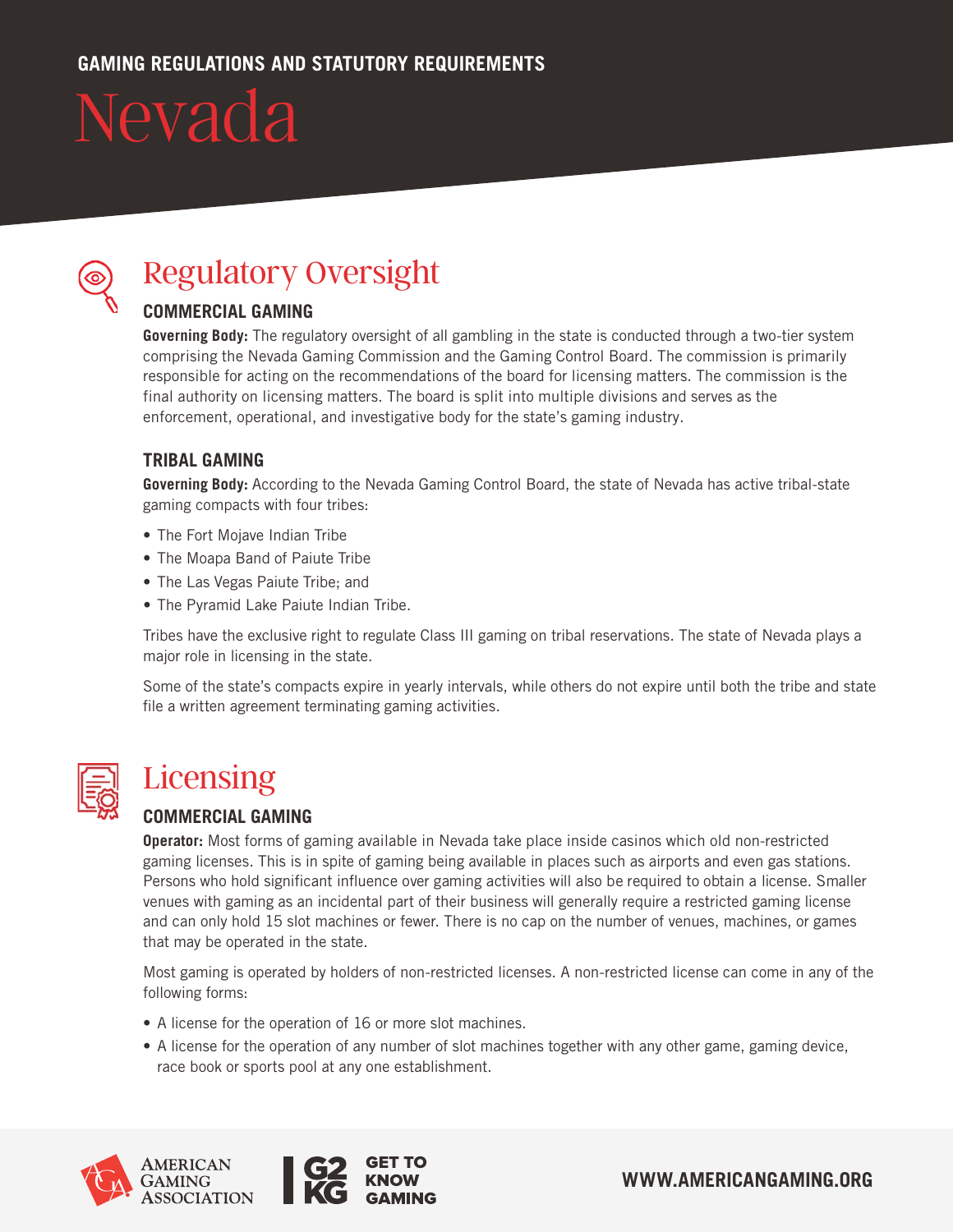GAMING REGULATIONS AND STATUTORY REQUIREMENTS

# Nevada

## Regulatory Oversight

### COMMERCIAL GAMING

**Governing Body:** The regulatory oversight of all gambling in the state is conducted through a two-tier system comprising the Nevada Gaming Commission and the Gaming Control Board. The commission is primarily responsible for acting on the recommendations of the board for licensing matters. The commission is the final authority on licensing matters. The board is split into multiple divisions and serves as the enforcement, operational, and investigative body for the state's gaming industry.

### TRIBAL GAMING

**Governing Body:** According to the Nevada Gaming Control Board, the state of Nevada has active tribal-state gaming compacts with four tribes:

- The Fort Mojave Indian Tribe
- The Moapa Band of Paiute Tribe
- The Las Vegas Paiute Tribe; and
- The Pyramid Lake Paiute Indian Tribe.

Tribes have the exclusive right to regulate Class III gaming on tribal reservations. The state of Nevada plays a major role in licensing in the state.

Some of the state's compacts expire in yearly intervals, while others do not expire until both the tribe and state file a written agreement terminating gaming activities.

## Licensing

### COMMERCIAL GAMING

**Operator:** Most forms of gaming available in Nevada take place inside casinos which old non-restricted gaming licenses. This is in spite of gaming being available in places such as airports and even gas stations. Persons who hold significant influence over gaming activities will also be required to obtain a license. Smaller venues with gaming as an incidental part of their business will generally require a restricted gaming license and can only hold 15 slot machines or fewer. There is no cap on the number of venues, machines, or games that may be operated in the state.

Most gaming is operated by holders of non-restricted licenses. A non-restricted license can come in any of the following forms:

- A license for the operation of 16 or more slot machines.
- A license for the operation of any number of slot machines together with any other game, gaming device, race book or sports pool at any one establishment.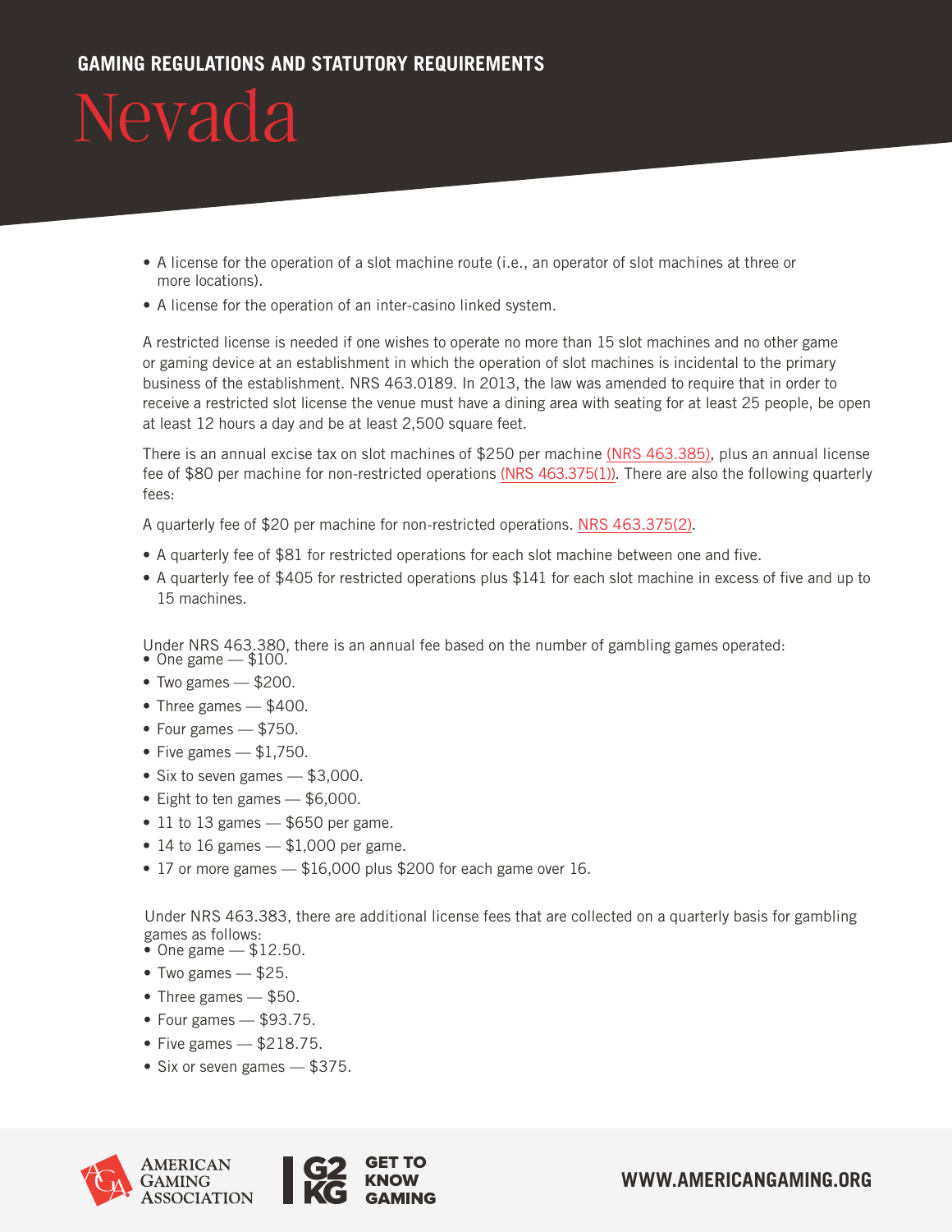- A license for the operation of a slot machine route (i.e., an operator of slot machines at three or more locations).
- A license for the operation of an inter-casino linked system.

A restricted license is needed if one wishes to operate no more than 15 slot machines and no other game or gaming device at an establishment in which the operation of slot machines is incidental to the primary business of the establishment. NRS 463.0189. In 2013, the law was amended to require that in order to receive a restricted slot license the venue must have a dining area with seating for at least 25 people, be open at least 12 hours a day and be at least 2,500 square feet.

There is an annual excise tax on slot machines of $250 per machine (NRS 463.385), plus an annual license fee of $80 per machine for non-restricted operations (NRS 463.375(1)). There are also the following quarterly fees:

A quarterly fee of $20 per machine for non-restricted operations. NRS 463.375(2).

- A quarterly fee of $81 for restricted operations for each slot machine between one and five.
- A quarterly fee of $405 for restricted operations plus $141 for each slot machine in excess of five and up to 15 machines.

Under NRS 463.380, there is an annual fee based on the number of gambling games operated:

- One game — $100.
- Two games — $200.
- Three games — $400.
- Four games — $750.
- Five games — $1,750.
- Six to seven games — $3,000.
- Eight to ten games — $6,000.
- 11 to 13 games — $650 per game.
- 14 to 16 games — $1,000 per game.
- 17 or more games — $16,000 plus $200 for each game over 16.

Under NRS 463.383, there are additional license fees that are collected on a quarterly basis for gambling games as follows:

- One game — $12.50.
- Two games — $25.
- Three games — $50.
- Four games — $93.75.
- Five games — $218.75.
- Six or seven games — $375.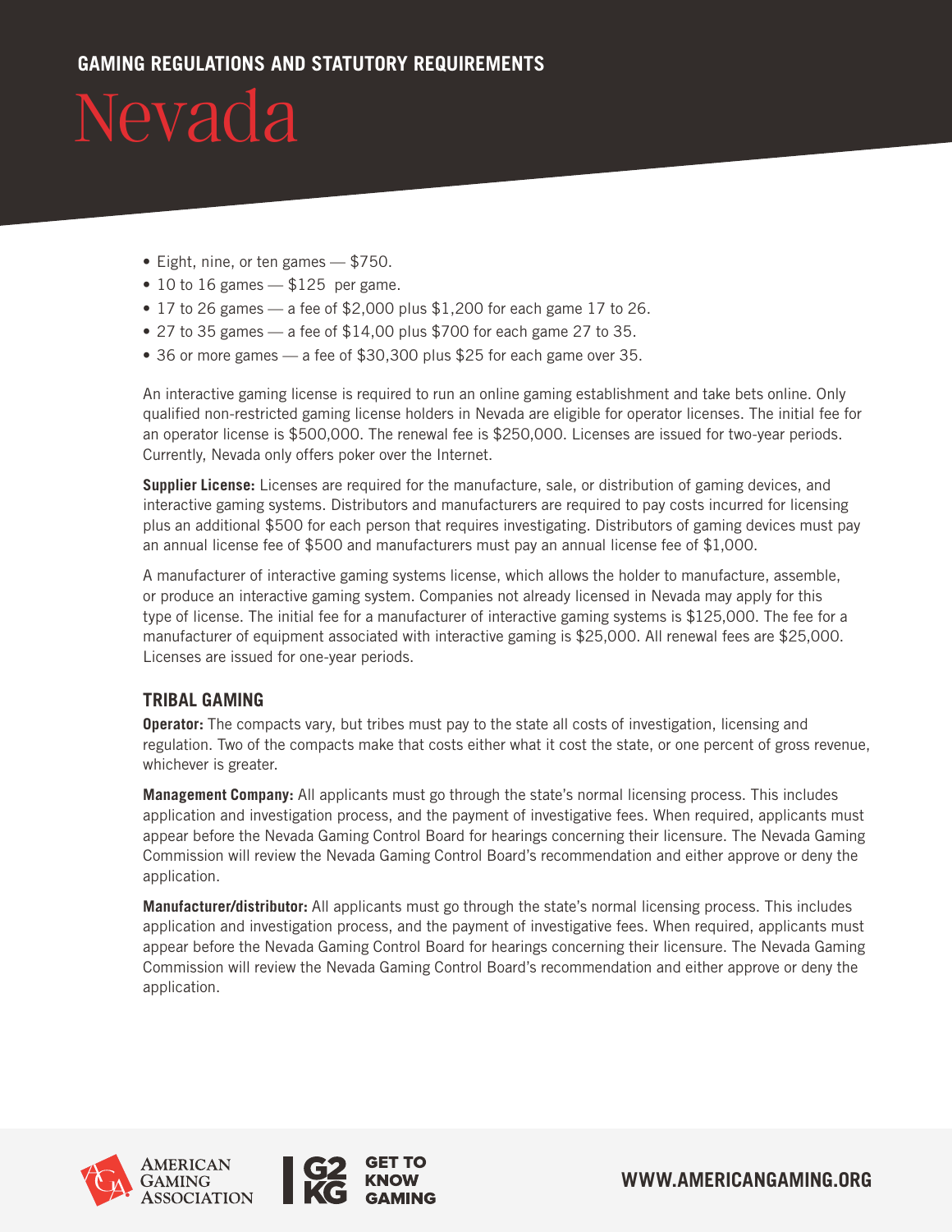- Eight, nine, or ten games — $750.
- 10 to 16 games — $125 per game.
- 17 to 26 games — a fee of $2,000 plus $1,200 for each game 17 to 26.
- 27 to 35 games — a fee of $14,00 plus $700 for each game 27 to 35.
- 36 or more games — a fee of $30,300 plus $25 for each game over 35.

An interactive gaming license is required to run an online gaming establishment and take bets online. Only qualified non-restricted gaming license holders in Nevada are eligible for operator licenses. The initial fee for an operator license is $500,000. The renewal fee is $250,000. Licenses are issued for two-year periods. Currently, Nevada only offers poker over the Internet.

**Supplier License:** Licenses are required for the manufacture, sale, or distribution of gaming devices, and interactive gaming systems. Distributors and manufacturers are required to pay costs incurred for licensing plus an additional $500 for each person that requires investigating. Distributors of gaming devices must pay an annual license fee of $500 and manufacturers must pay an annual license fee of $1,000.

A manufacturer of interactive gaming systems license, which allows the holder to manufacture, assemble, or produce an interactive gaming system. Companies not already licensed in Nevada may apply for this type of license. The initial fee for a manufacturer of interactive gaming systems is $125,000. The fee for a manufacturer of equipment associated with interactive gaming is $25,000. All renewal fees are $25,000. Licenses are issued for one-year periods.

## TRIBAL GAMING

**Operator:** The compacts vary, but tribes must pay to the state all costs of investigation, licensing and regulation. Two of the compacts make that costs either what it cost the state, or one percent of gross revenue, whichever is greater.

**Management Company:** All applicants must go through the state's normal licensing process. This includes application and investigation process, and the payment of investigative fees. When required, applicants must appear before the Nevada Gaming Control Board for hearings concerning their licensure. The Nevada Gaming Commission will review the Nevada Gaming Control Board's recommendation and either approve or deny the application.

**Manufacturer/distributor:** All applicants must go through the state's normal licensing process. This includes application and investigation process, and the payment of investigative fees. When required, applicants must appear before the Nevada Gaming Control Board for hearings concerning their licensure. The Nevada Gaming Commission will review the Nevada Gaming Control Board's recommendation and either approve or deny the application.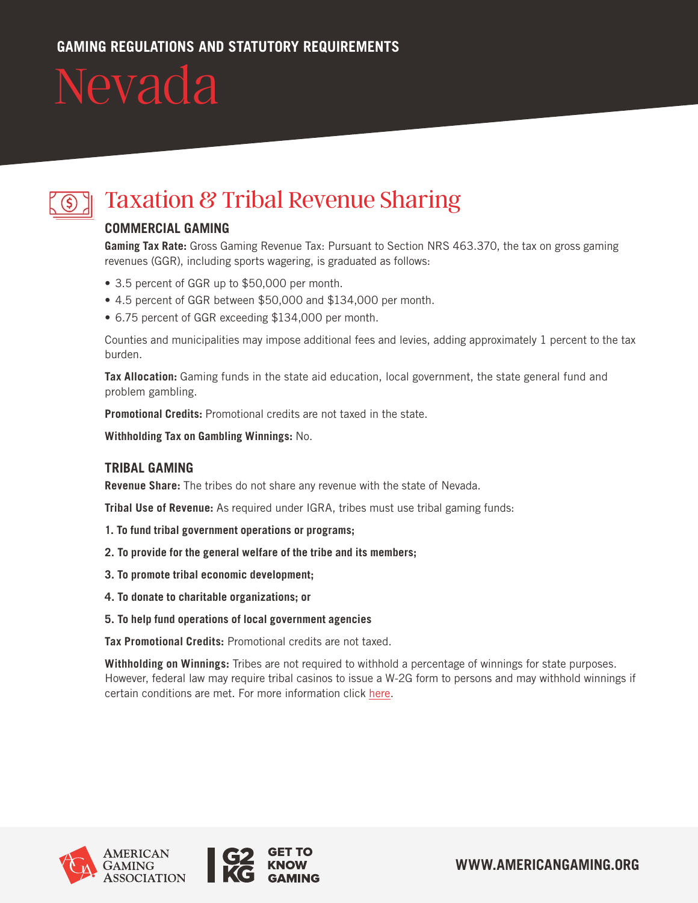GAMING REGULATIONS AND STATUTORY REQUIREMENTS

# Nevada

## Taxation & Tribal Revenue Sharing

### COMMERCIAL GAMING

**Gaming Tax Rate:** Gross Gaming Revenue Tax: Pursuant to Section NRS 463.370, the tax on gross gaming revenues (GGR), including sports wagering, is graduated as follows:

- 3.5 percent of GGR up to $50,000 per month.
- 4.5 percent of GGR between $50,000 and $134,000 per month.
- 6.75 percent of GGR exceeding $134,000 per month.

Counties and municipalities may impose additional fees and levies, adding approximately 1 percent to the tax burden.

**Tax Allocation:** Gaming funds in the state aid education, local government, the state general fund and problem gambling.

**Promotional Credits:** Promotional credits are not taxed in the state.

**Withholding Tax on Gambling Winnings:** No.

### TRIBAL GAMING

**Revenue Share:** The tribes do not share any revenue with the state of Nevada.

**Tribal Use of Revenue:** As required under IGRA, tribes must use tribal gaming funds:

1. **To fund tribal government operations or programs;**
2. **To provide for the general welfare of the tribe and its members;**
3. **To promote tribal economic development;**
4. **To donate to charitable organizations; or**
5. **To help fund operations of local government agencies**

**Tax Promotional Credits:** Promotional credits are not taxed.

**Withholding on Winnings:** Tribes are not required to withhold a percentage of winnings for state purposes. However, federal law may require tribal casinos to issue a W-2G form to persons and may withhold winnings if certain conditions are met. For more information click here.

AMERICAN GAMING ASSOCIATION | G2KG GET TO KNOW GAMING

WWW.AMERICANGAMING.ORG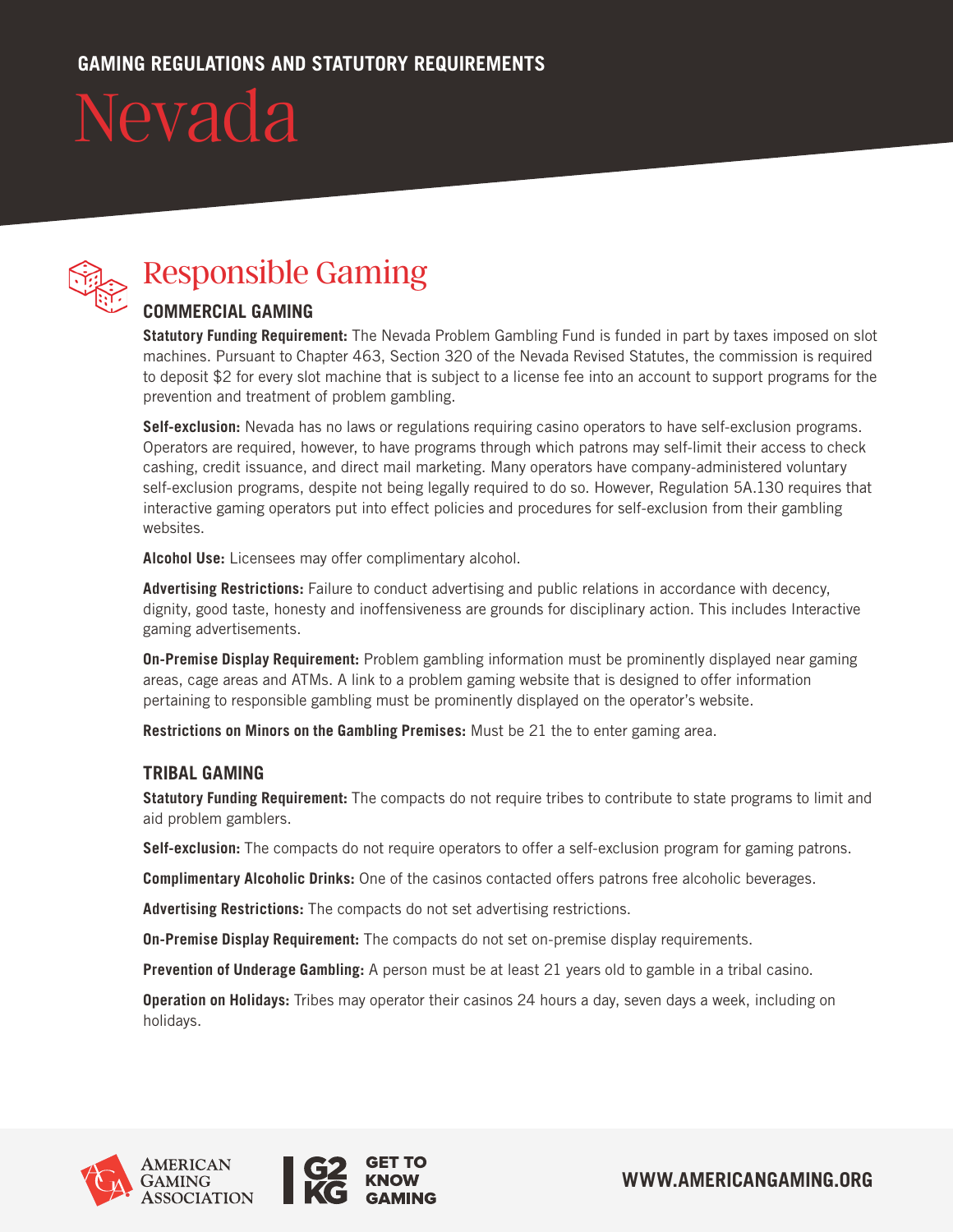GAMING REGULATIONS AND STATUTORY REQUIREMENTS

# Nevada

## Responsible Gaming

### COMMERCIAL GAMING

**Statutory Funding Requirement:** The Nevada Problem Gambling Fund is funded in part by taxes imposed on slot machines. Pursuant to Chapter 463, Section 320 of the Nevada Revised Statutes, the commission is required to deposit $2 for every slot machine that is subject to a license fee into an account to support programs for the prevention and treatment of problem gambling.

**Self-exclusion:** Nevada has no laws or regulations requiring casino operators to have self-exclusion programs. Operators are required, however, to have programs through which patrons may self-limit their access to check cashing, credit issuance, and direct mail marketing. Many operators have company-administered voluntary self-exclusion programs, despite not being legally required to do so. However, Regulation 5A.130 requires that interactive gaming operators put into effect policies and procedures for self-exclusion from their gambling websites.

**Alcohol Use:** Licensees may offer complimentary alcohol.

**Advertising Restrictions:** Failure to conduct advertising and public relations in accordance with decency, dignity, good taste, honesty and inoffensiveness are grounds for disciplinary action. This includes Interactive gaming advertisements.

**On-Premise Display Requirement:** Problem gambling information must be prominently displayed near gaming areas, cage areas and ATMs. A link to a problem gaming website that is designed to offer information pertaining to responsible gambling must be prominently displayed on the operator's website.

**Restrictions on Minors on the Gambling Premises:** Must be 21 the to enter gaming area.

### TRIBAL GAMING

**Statutory Funding Requirement:** The compacts do not require tribes to contribute to state programs to limit and aid problem gamblers.

**Self-exclusion:** The compacts do not require operators to offer a self-exclusion program for gaming patrons.

**Complimentary Alcoholic Drinks:** One of the casinos contacted offers patrons free alcoholic beverages.

**Advertising Restrictions:** The compacts do not set advertising restrictions.

**On-Premise Display Requirement:** The compacts do not set on-premise display requirements.

**Prevention of Underage Gambling:** A person must be at least 21 years old to gamble in a tribal casino.

**Operation on Holidays:** Tribes may operator their casinos 24 hours a day, seven days a week, including on holidays.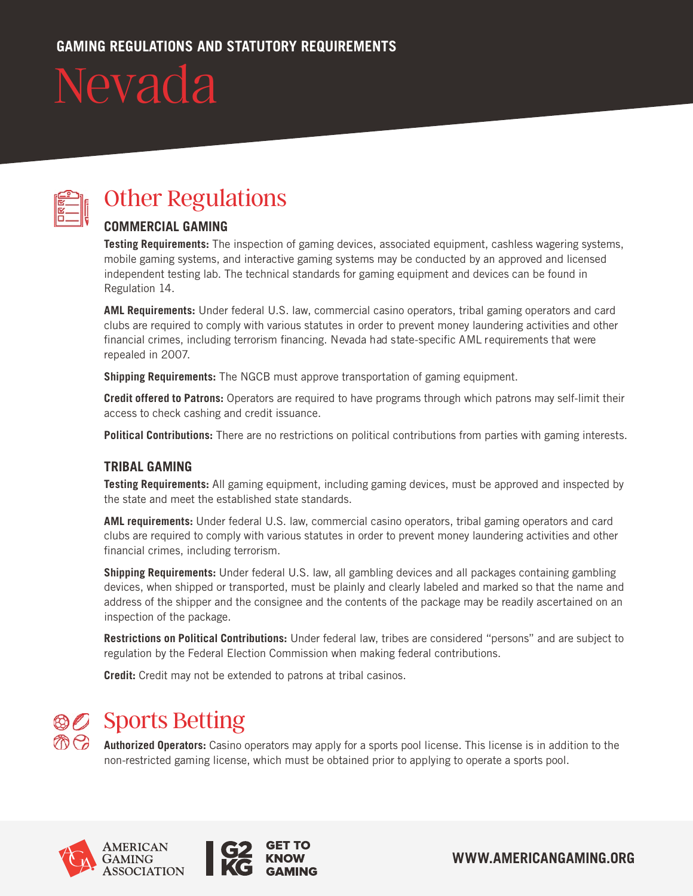GAMING REGULATIONS AND STATUTORY REQUIREMENTS

# Nevada

## Other Regulations

### COMMERCIAL GAMING

**Testing Requirements:** The inspection of gaming devices, associated equipment, cashless wagering systems, mobile gaming systems, and interactive gaming systems may be conducted by an approved and licensed independent testing lab. The technical standards for gaming equipment and devices can be found in Regulation 14.

**AML Requirements:** Under federal U.S. law, commercial casino operators, tribal gaming operators and card clubs are required to comply with various statutes in order to prevent money laundering activities and other financial crimes, including terrorism financing. Nevada had state-specific AML requirements that were repealed in 2007.

**Shipping Requirements:** The NGCB must approve transportation of gaming equipment.

**Credit offered to Patrons:** Operators are required to have programs through which patrons may self-limit their access to check cashing and credit issuance.

**Political Contributions:** There are no restrictions on political contributions from parties with gaming interests.

### TRIBAL GAMING

**Testing Requirements:** All gaming equipment, including gaming devices, must be approved and inspected by the state and meet the established state standards.

**AML requirements:** Under federal U.S. law, commercial casino operators, tribal gaming operators and card clubs are required to comply with various statutes in order to prevent money laundering activities and other financial crimes, including terrorism.

**Shipping Requirements:** Under federal U.S. law, all gambling devices and all packages containing gambling devices, when shipped or transported, must be plainly and clearly labeled and marked so that the name and address of the shipper and the consignee and the contents of the package may be readily ascertained on an inspection of the package.

**Restrictions on Political Contributions:** Under federal law, tribes are considered "persons" and are subject to regulation by the Federal Election Commission when making federal contributions.

**Credit:** Credit may not be extended to patrons at tribal casinos.

## Sports Betting

**Authorized Operators:** Casino operators may apply for a sports pool license. This license is in addition to the non-restricted gaming license, which must be obtained prior to applying to operate a sports pool.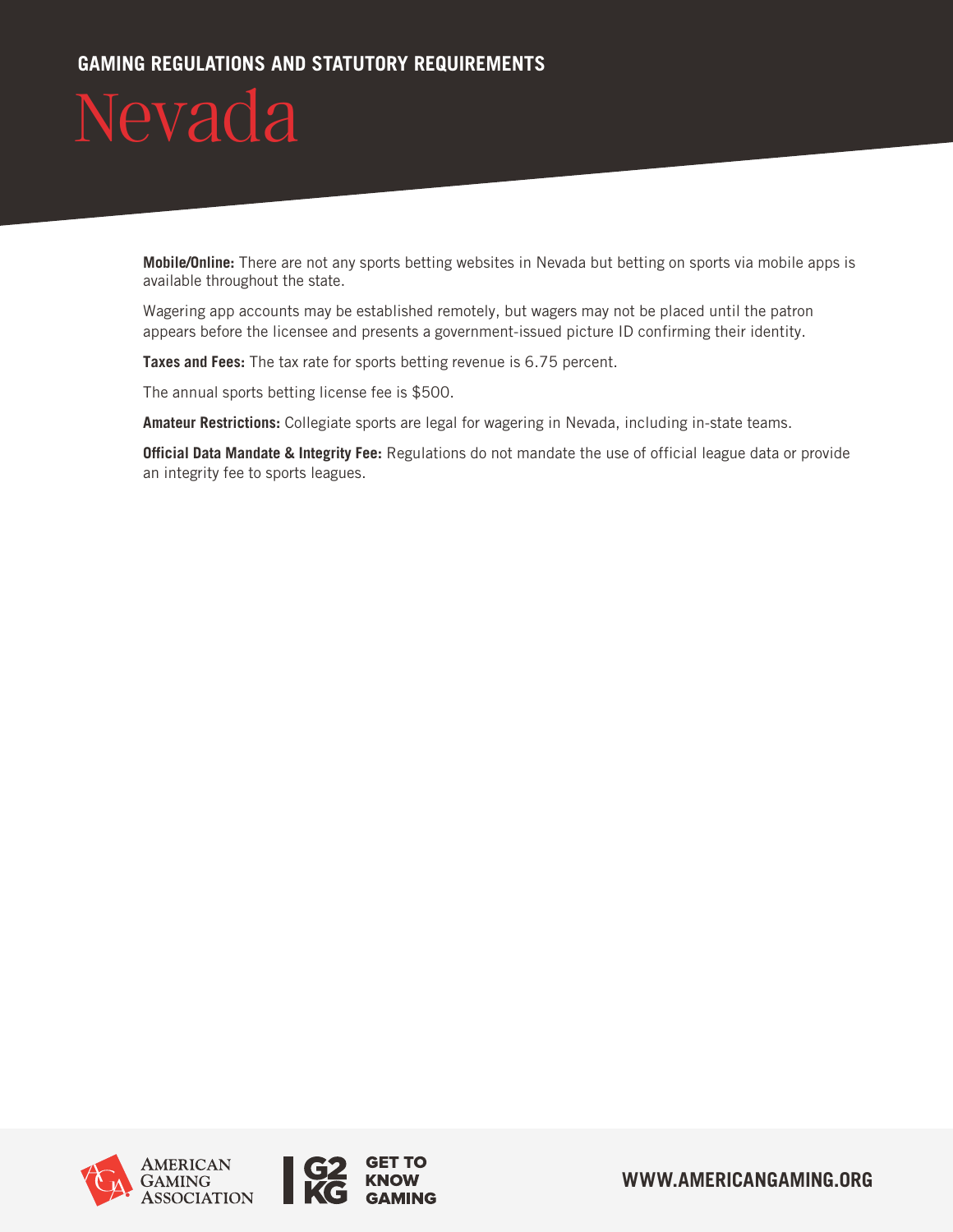GAMING REGULATIONS AND STATUTORY REQUIREMENTS

# Nevada

**Mobile/Online:** There are not any sports betting websites in Nevada but betting on sports via mobile apps is available throughout the state.

Wagering app accounts may be established remotely, but wagers may not be placed until the patron appears before the licensee and presents a government-issued picture ID confirming their identity.

**Taxes and Fees:** The tax rate for sports betting revenue is 6.75 percent.

The annual sports betting license fee is $500.

**Amateur Restrictions:** Collegiate sports are legal for wagering in Nevada, including in-state teams.

**Official Data Mandate & Integrity Fee:** Regulations do not mandate the use of official league data or provide an integrity fee to sports leagues.